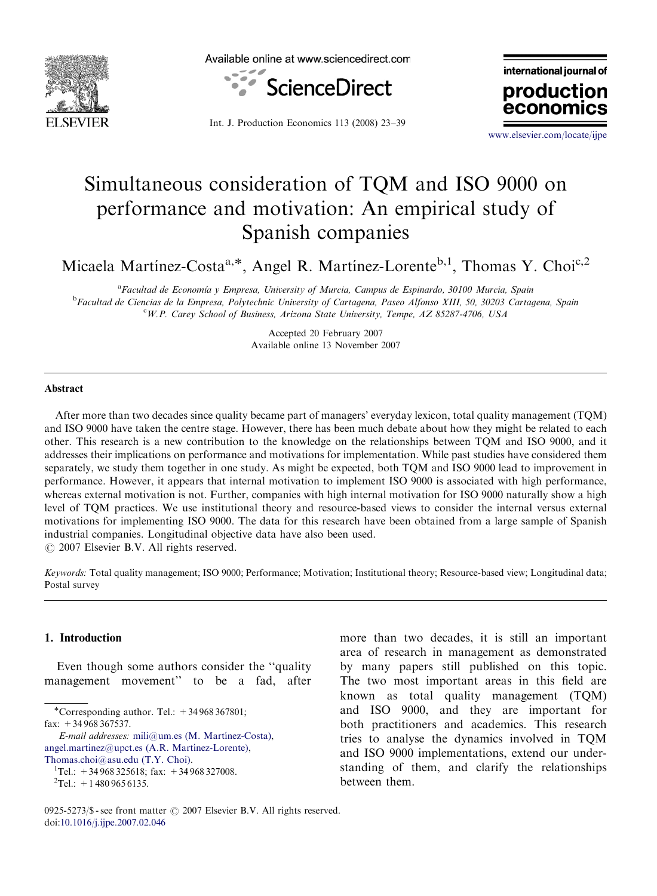# Simultaneous consideration of TQM and ISO 9000 on performance and motivation: An empirical study of Spanish companies

Micaela Martínez-Costa[a,*], Angel R. Martínez-Lorente[b,1], Thomas Y. Choi[c,2]

[a]Facultad de Economía y Empresa, University of Murcia, Campus de Espinardo, 30100 Murcia, Spain
[b]Facultad de Ciencias de la Empresa, Polytechnic University of Cartagena, Paseo Alfonso XIII, 50, 30203 Cartagena, Spain
[c]W.P. Carey School of Business, Arizona State University, Tempe, AZ 85287-4706, USA

Accepted 20 February 2007
Available online 13 November 2007

## Abstract

After more than two decades since quality became part of managers' everyday lexicon, total quality management (TQM) and ISO 9000 have taken the centre stage. However, there has been much debate about how they might be related to each other. This research is a new contribution to the knowledge on the relationships between TQM and ISO 9000, and it addresses their implications on performance and motivations for implementation. While past studies have considered them separately, we study them together in one study. As might be expected, both TQM and ISO 9000 lead to improvement in performance. However, it appears that internal motivation to implement ISO 9000 is associated with high performance, whereas external motivation is not. Further, companies with high internal motivation for ISO 9000 naturally show a high level of TQM practices. We use institutional theory and resource-based views to consider the internal versus external motivations for implementing ISO 9000. The data for this research have been obtained from a large sample of Spanish industrial companies. Longitudinal objective data have also been used.
© 2007 Elsevier B.V. All rights reserved.

*Keywords:* Total quality management; ISO 9000; Performance; Motivation; Institutional theory; Resource-based view; Longitudinal data; Postal survey

## 1. Introduction

Even though some authors consider the "quality management movement" to be a fad, after more than two decades, it is still an important area of research in management as demonstrated by many papers still published on this topic. The two most important areas in this field are known as total quality management (TQM) and ISO 9000, and they are important for both practitioners and academics. This research tries to analyse the dynamics involved in TQM and ISO 9000 implementations, extend our understanding of them, and clarify the relationships between them.

*Corresponding author. Tel.: +34 968 367801; fax: +34 968 367537.
*E-mail addresses:* mili@um.es (M. Martínez-Costa), angel.martinez@upct.es (A.R. Martínez-Lorente), Thomas.choi@asu.edu (T.Y. Choi).
[1]Tel.: +34 968 325618; fax: +34 968 327008.
[2]Tel.: +1 480 965 6135.

0925-5273/$ - see front matter © 2007 Elsevier B.V. All rights reserved.
doi:10.1016/j.ijpe.2007.02.046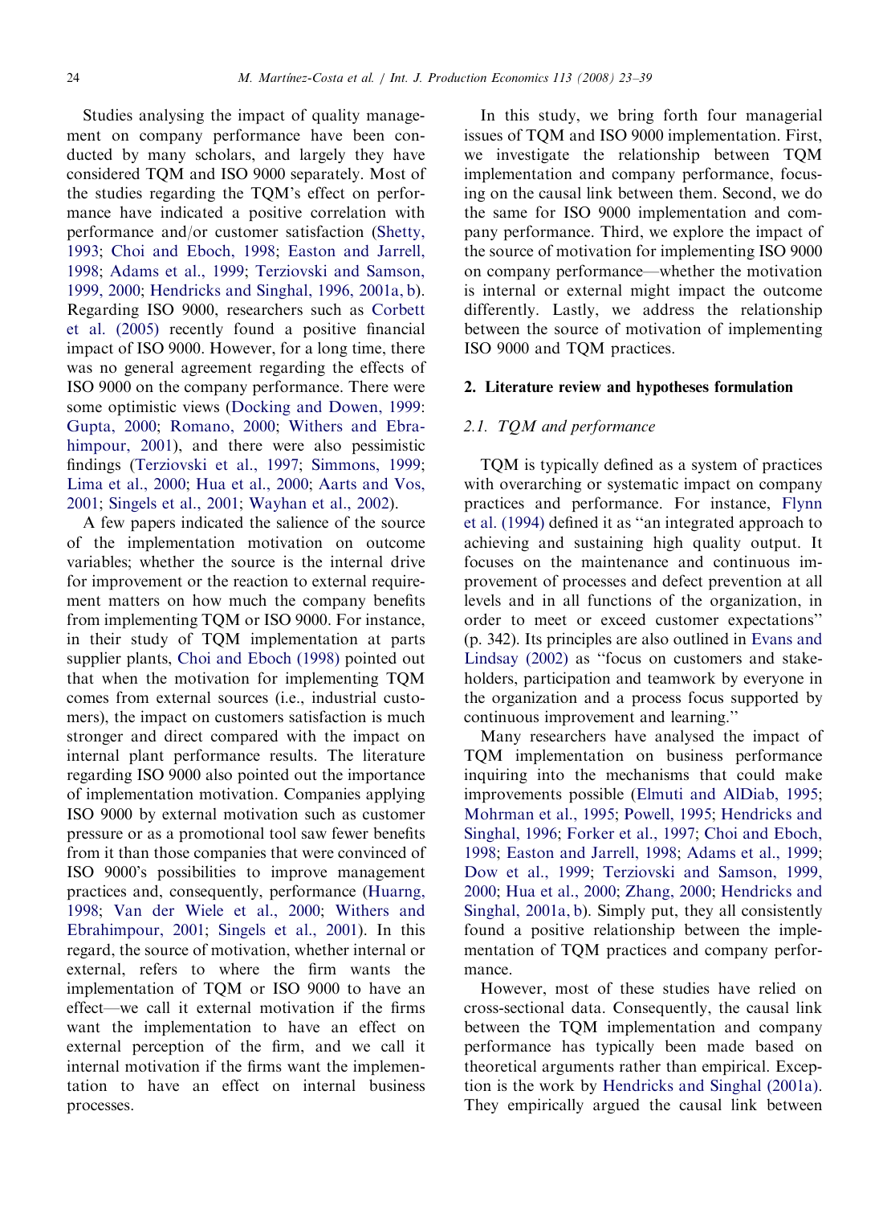Studies analysing the impact of quality management on company performance have been conducted by many scholars, and largely they have considered TQM and ISO 9000 separately. Most of the studies regarding the TQM's effect on performance have indicated a positive correlation with performance and/or customer satisfaction (Shetty, 1993; Choi and Eboch, 1998; Easton and Jarrell, 1998; Adams et al., 1999; Terziovski and Samson, 1999, 2000; Hendricks and Singhal, 1996, 2001a, b). Regarding ISO 9000, researchers such as Corbett et al. (2005) recently found a positive financial impact of ISO 9000. However, for a long time, there was no general agreement regarding the effects of ISO 9000 on the company performance. There were some optimistic views (Docking and Dowen, 1999: Gupta, 2000; Romano, 2000; Withers and Ebrahimpour, 2001), and there were also pessimistic findings (Terziovski et al., 1997; Simmons, 1999; Lima et al., 2000; Hua et al., 2000; Aarts and Vos, 2001; Singels et al., 2001; Wayhan et al., 2002).

A few papers indicated the salience of the source of the implementation motivation on outcome variables; whether the source is the internal drive for improvement or the reaction to external requirement matters on how much the company benefits from implementing TQM or ISO 9000. For instance, in their study of TQM implementation at parts supplier plants, Choi and Eboch (1998) pointed out that when the motivation for implementing TQM comes from external sources (i.e., industrial customers), the impact on customers satisfaction is much stronger and direct compared with the impact on internal plant performance results. The literature regarding ISO 9000 also pointed out the importance of implementation motivation. Companies applying ISO 9000 by external motivation such as customer pressure or as a promotional tool saw fewer benefits from it than those companies that were convinced of ISO 9000's possibilities to improve management practices and, consequently, performance (Huarng, 1998; Van der Wiele et al., 2000; Withers and Ebrahimpour, 2001; Singels et al., 2001). In this regard, the source of motivation, whether internal or external, refers to where the firm wants the implementation of TQM or ISO 9000 to have an effect—we call it external motivation if the firms want the implementation to have an effect on external perception of the firm, and we call it internal motivation if the firms want the implementation to have an effect on internal business processes.

In this study, we bring forth four managerial issues of TQM and ISO 9000 implementation. First, we investigate the relationship between TQM implementation and company performance, focusing on the causal link between them. Second, we do the same for ISO 9000 implementation and company performance. Third, we explore the impact of the source of motivation for implementing ISO 9000 on company performance—whether the motivation is internal or external might impact the outcome differently. Lastly, we address the relationship between the source of motivation of implementing ISO 9000 and TQM practices.

## 2. Literature review and hypotheses formulation

### 2.1. *TQM and performance*

TQM is typically defined as a system of practices with overarching or systematic impact on company practices and performance. For instance, Flynn et al. (1994) defined it as "an integrated approach to achieving and sustaining high quality output. It focuses on the maintenance and continuous improvement of processes and defect prevention at all levels and in all functions of the organization, in order to meet or exceed customer expectations" (p. 342). Its principles are also outlined in Evans and Lindsay (2002) as "focus on customers and stakeholders, participation and teamwork by everyone in the organization and a process focus supported by continuous improvement and learning."

Many researchers have analysed the impact of TQM implementation on business performance inquiring into the mechanisms that could make improvements possible (Elmuti and AlDiab, 1995; Mohrman et al., 1995; Powell, 1995; Hendricks and Singhal, 1996; Forker et al., 1997; Choi and Eboch, 1998; Easton and Jarrell, 1998; Adams et al., 1999; Dow et al., 1999; Terziovski and Samson, 1999, 2000; Hua et al., 2000; Zhang, 2000; Hendricks and Singhal, 2001a, b). Simply put, they all consistently found a positive relationship between the implementation of TQM practices and company performance.

However, most of these studies have relied on cross-sectional data. Consequently, the causal link between the TQM implementation and company performance has typically been made based on theoretical arguments rather than empirical. Exception is the work by Hendricks and Singhal (2001a). They empirically argued the causal link between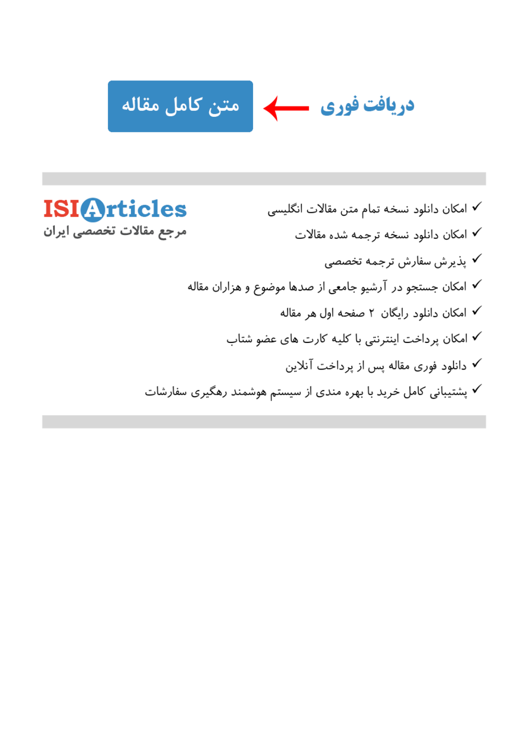**دریافت فوری ← متن کامل مقاله**

**ISIArticles**
مرجع مقالات تخصصی ایران

- ✓ امکان دانلود نسخه تمام متن مقالات انگلیسی
- ✓ امکان دانلود نسخه ترجمه شده مقالات
- ✓ پذیرش سفارش ترجمه تخصصی
- ✓ امکان جستجو در آرشیو جامعی از صدها موضوع و هزاران مقاله
- ✓ امکان دانلود رایگان ۲ صفحه اول هر مقاله
- ✓ امکان پرداخت اینترنتی با کلیه کارت های عضو شتاب
- ✓ دانلود فوری مقاله پس از پرداخت آنلاین
- ✓ پشتیبانی کامل خرید با بهره مندی از سیستم هوشمند رهگیری سفارشات